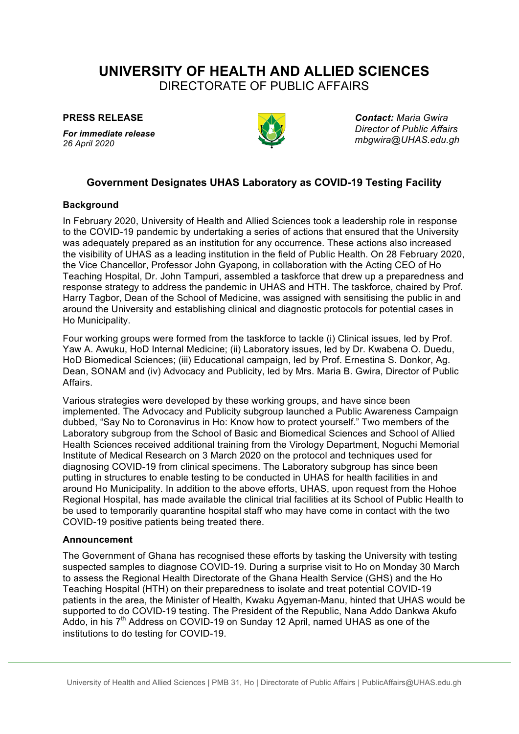# UNIVERSITY OF HEALTH AND ALLIED SCIENCES

DIRECTORATE OF PUBLIC AFFAIRS

**PRESS RELEASE**

***For immediate release***
*26 April 2020*

***Contact:*** *Maria Gwira*
*Director of Public Affairs*
*mbgwira@UHAS.edu.gh*

## Government Designates UHAS Laboratory as COVID-19 Testing Facility

### Background

In February 2020, University of Health and Allied Sciences took a leadership role in response to the COVID-19 pandemic by undertaking a series of actions that ensured that the University was adequately prepared as an institution for any occurrence. These actions also increased the visibility of UHAS as a leading institution in the field of Public Health. On 28 February 2020, the Vice Chancellor, Professor John Gyapong, in collaboration with the Acting CEO of Ho Teaching Hospital, Dr. John Tampuri, assembled a taskforce that drew up a preparedness and response strategy to address the pandemic in UHAS and HTH. The taskforce, chaired by Prof. Harry Tagbor, Dean of the School of Medicine, was assigned with sensitising the public in and around the University and establishing clinical and diagnostic protocols for potential cases in Ho Municipality.

Four working groups were formed from the taskforce to tackle (i) Clinical issues, led by Prof. Yaw A. Awuku, HoD Internal Medicine; (ii) Laboratory issues, led by Dr. Kwabena O. Duedu, HoD Biomedical Sciences; (iii) Educational campaign, led by Prof. Ernestina S. Donkor, Ag. Dean, SONAM and (iv) Advocacy and Publicity, led by Mrs. Maria B. Gwira, Director of Public Affairs.

Various strategies were developed by these working groups, and have since been implemented. The Advocacy and Publicity subgroup launched a Public Awareness Campaign dubbed, "Say No to Coronavirus in Ho: Know how to protect yourself." Two members of the Laboratory subgroup from the School of Basic and Biomedical Sciences and School of Allied Health Sciences received additional training from the Virology Department, Noguchi Memorial Institute of Medical Research on 3 March 2020 on the protocol and techniques used for diagnosing COVID-19 from clinical specimens. The Laboratory subgroup has since been putting in structures to enable testing to be conducted in UHAS for health facilities in and around Ho Municipality. In addition to the above efforts, UHAS, upon request from the Hohoe Regional Hospital, has made available the clinical trial facilities at its School of Public Health to be used to temporarily quarantine hospital staff who may have come in contact with the two COVID-19 positive patients being treated there.

### Announcement

The Government of Ghana has recognised these efforts by tasking the University with testing suspected samples to diagnose COVID-19. During a surprise visit to Ho on Monday 30 March to assess the Regional Health Directorate of the Ghana Health Service (GHS) and the Ho Teaching Hospital (HTH) on their preparedness to isolate and treat potential COVID-19 patients in the area, the Minister of Health, Kwaku Agyeman-Manu, hinted that UHAS would be supported to do COVID-19 testing. The President of the Republic, Nana Addo Dankwa Akufo Addo, in his 7th Address on COVID-19 on Sunday 12 April, named UHAS as one of the institutions to do testing for COVID-19.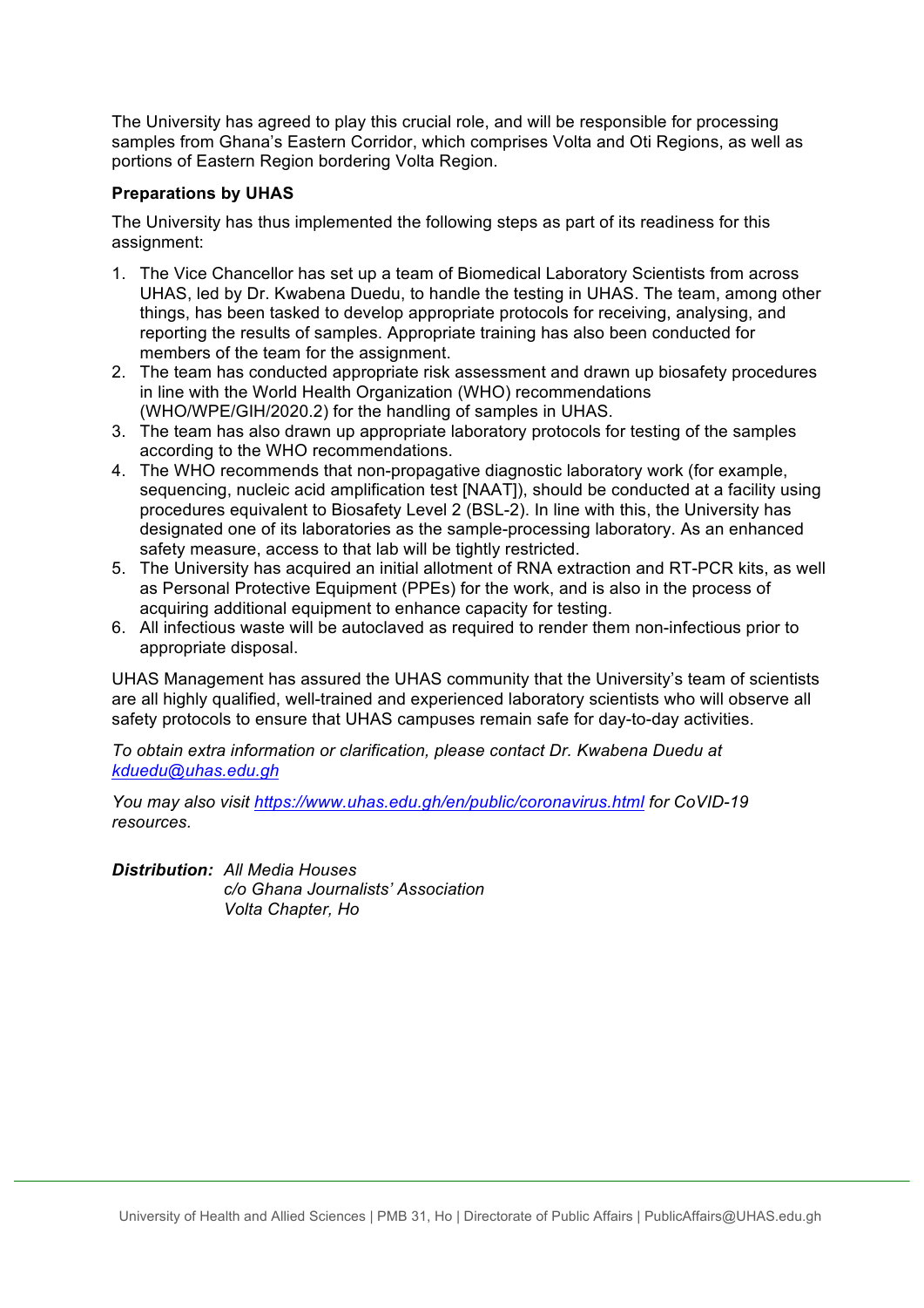The University has agreed to play this crucial role, and will be responsible for processing samples from Ghana's Eastern Corridor, which comprises Volta and Oti Regions, as well as portions of Eastern Region bordering Volta Region.

**Preparations by UHAS**

The University has thus implemented the following steps as part of its readiness for this assignment:

1. The Vice Chancellor has set up a team of Biomedical Laboratory Scientists from across UHAS, led by Dr. Kwabena Duedu, to handle the testing in UHAS. The team, among other things, has been tasked to develop appropriate protocols for receiving, analysing, and reporting the results of samples. Appropriate training has also been conducted for members of the team for the assignment.
2. The team has conducted appropriate risk assessment and drawn up biosafety procedures in line with the World Health Organization (WHO) recommendations (WHO/WPE/GIH/2020.2) for the handling of samples in UHAS.
3. The team has also drawn up appropriate laboratory protocols for testing of the samples according to the WHO recommendations.
4. The WHO recommends that non-propagative diagnostic laboratory work (for example, sequencing, nucleic acid amplification test [NAAT]), should be conducted at a facility using procedures equivalent to Biosafety Level 2 (BSL-2). In line with this, the University has designated one of its laboratories as the sample-processing laboratory. As an enhanced safety measure, access to that lab will be tightly restricted.
5. The University has acquired an initial allotment of RNA extraction and RT-PCR kits, as well as Personal Protective Equipment (PPEs) for the work, and is also in the process of acquiring additional equipment to enhance capacity for testing.
6. All infectious waste will be autoclaved as required to render them non-infectious prior to appropriate disposal.

UHAS Management has assured the UHAS community that the University's team of scientists are all highly qualified, well-trained and experienced laboratory scientists who will observe all safety protocols to ensure that UHAS campuses remain safe for day-to-day activities.

*To obtain extra information or clarification, please contact Dr. Kwabena Duedu at [kduedu@uhas.edu.gh](mailto:kduedu@uhas.edu.gh)*

*You may also visit [https://www.uhas.edu.gh/en/public/coronavirus.html](https://www.uhas.edu.gh/en/public/coronavirus.html) for CoVID-19 resources.*

***Distribution:*** *All Media Houses*
*c/o Ghana Journalists' Association*
*Volta Chapter, Ho*

University of Health and Allied Sciences | PMB 31, Ho | Directorate of Public Affairs | PublicAffairs@UHAS.edu.gh